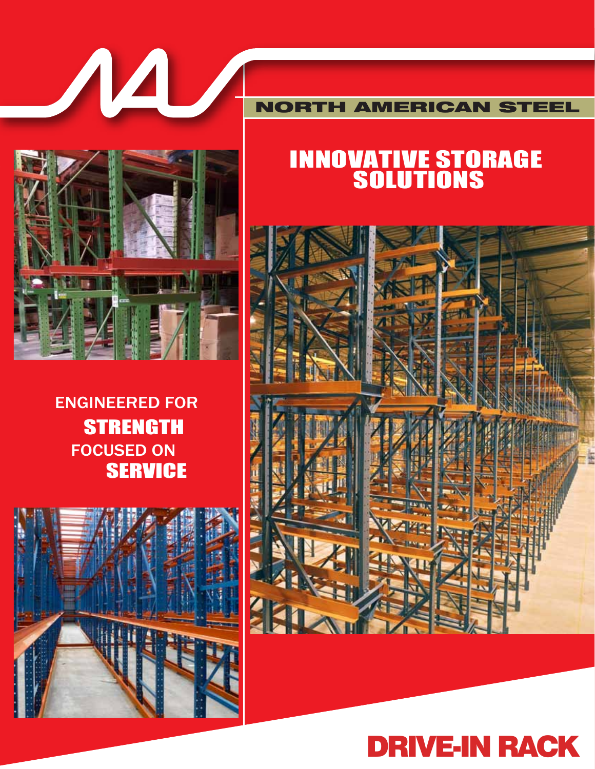NORTH AMERICAN STEEL

# INNOVATIVE STORAGE SOLUTIONS

ENGINEERED FOR
**STRENGTH**
FOCUSED ON
**SERVICE**

# DRIVE-IN RACK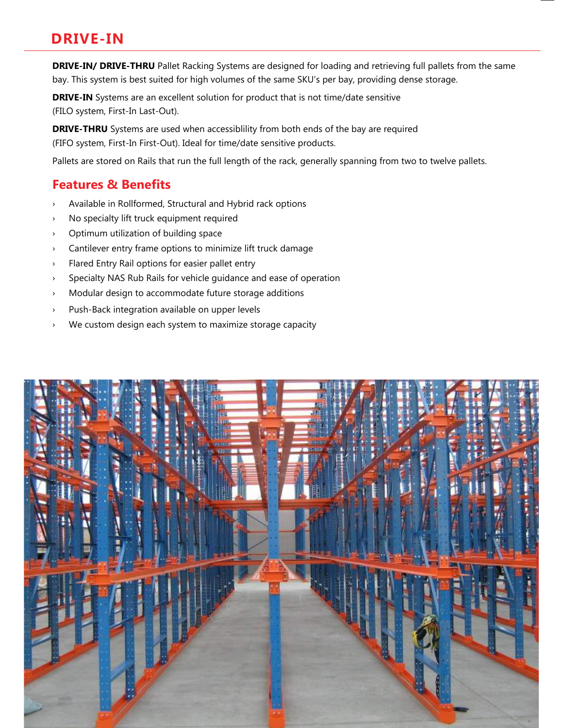# DRIVE-IN

**DRIVE-IN/ DRIVE-THRU** Pallet Racking Systems are designed for loading and retrieving full pallets from the same bay. This system is best suited for high volumes of the same SKU's per bay, providing dense storage.

**DRIVE-IN** Systems are an excellent solution for product that is not time/date sensitive (FILO system, First-In Last-Out).

**DRIVE-THRU** Systems are used when accessiblility from both ends of the bay are required (FIFO system, First-In First-Out). Ideal for time/date sensitive products.

Pallets are stored on Rails that run the full length of the rack, generally spanning from two to twelve pallets.

## Features & Benefits

- Available in Rollformed, Structural and Hybrid rack options
- No specialty lift truck equipment required
- Optimum utilization of building space
- Cantilever entry frame options to minimize lift truck damage
- Flared Entry Rail options for easier pallet entry
- Specialty NAS Rub Rails for vehicle guidance and ease of operation
- Modular design to accommodate future storage additions
- Push-Back integration available on upper levels
- We custom design each system to maximize storage capacity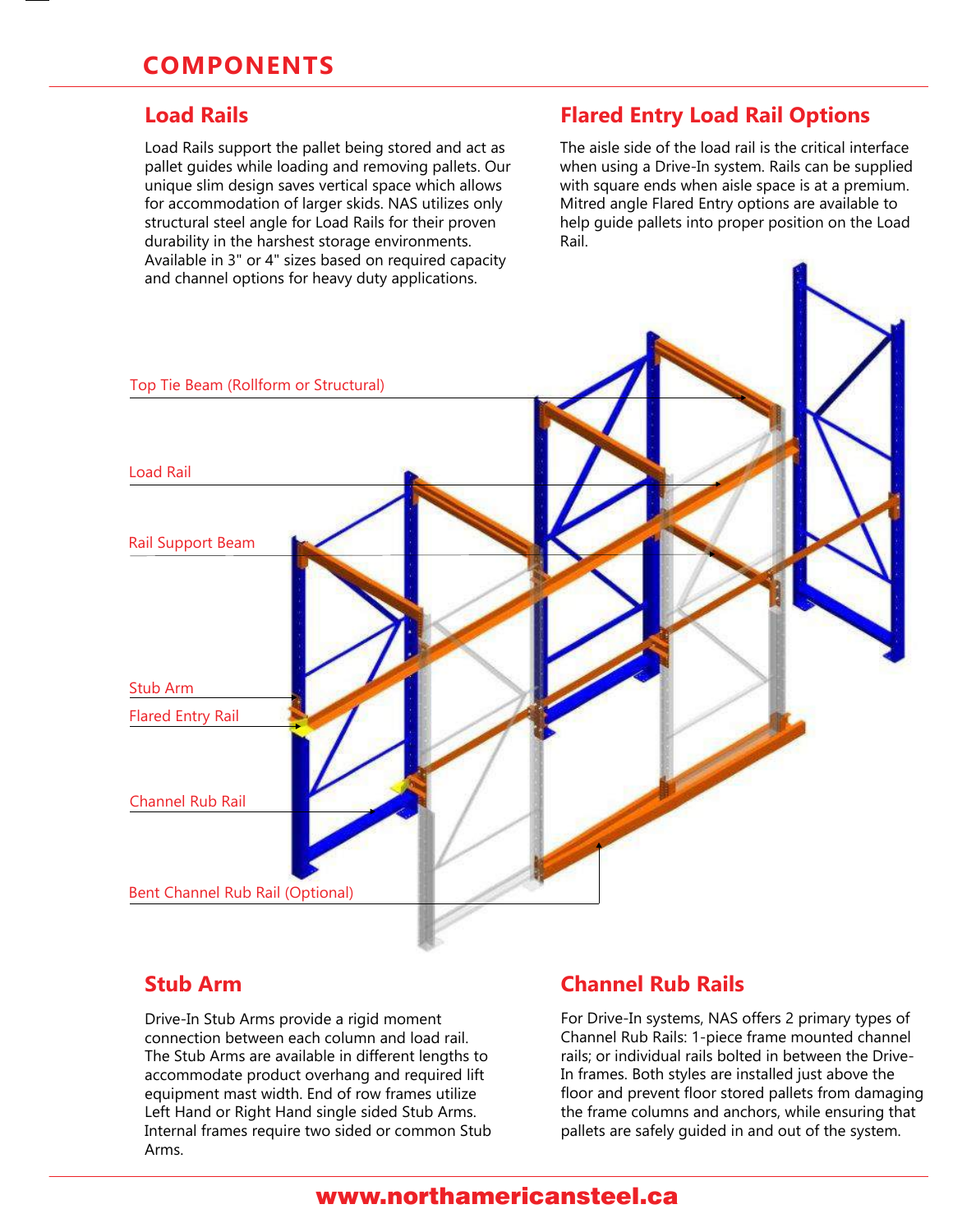# COMPONENTS

## Load Rails

Load Rails support the pallet being stored and act as pallet guides while loading and removing pallets. Our unique slim design saves vertical space which allows for accommodation of larger skids. NAS utilizes only structural steel angle for Load Rails for their proven durability in the harshest storage environments. Available in 3" or 4" sizes based on required capacity and channel options for heavy duty applications.

## Flared Entry Load Rail Options

The aisle side of the load rail is the critical interface when using a Drive-In system. Rails can be supplied with square ends when aisle space is at a premium. Mitred angle Flared Entry options are available to help guide pallets into proper position on the Load Rail.

Top Tie Beam (Rollform or Structural)

Load Rail

Rail Support Beam

Stub Arm

Flared Entry Rail

Channel Rub Rail

Bent Channel Rub Rail (Optional)

## Stub Arm

Drive-In Stub Arms provide a rigid moment connection between each column and load rail. The Stub Arms are available in different lengths to accommodate product overhang and required lift equipment mast width. End of row frames utilize Left Hand or Right Hand single sided Stub Arms. Internal frames require two sided or common Stub Arms.

## Channel Rub Rails

For Drive-In systems, NAS offers 2 primary types of Channel Rub Rails: 1-piece frame mounted channel rails; or individual rails bolted in between the Drive-In frames. Both styles are installed just above the floor and prevent floor stored pallets from damaging the frame columns and anchors, while ensuring that pallets are safely guided in and out of the system.

**www.northamericansteel.ca**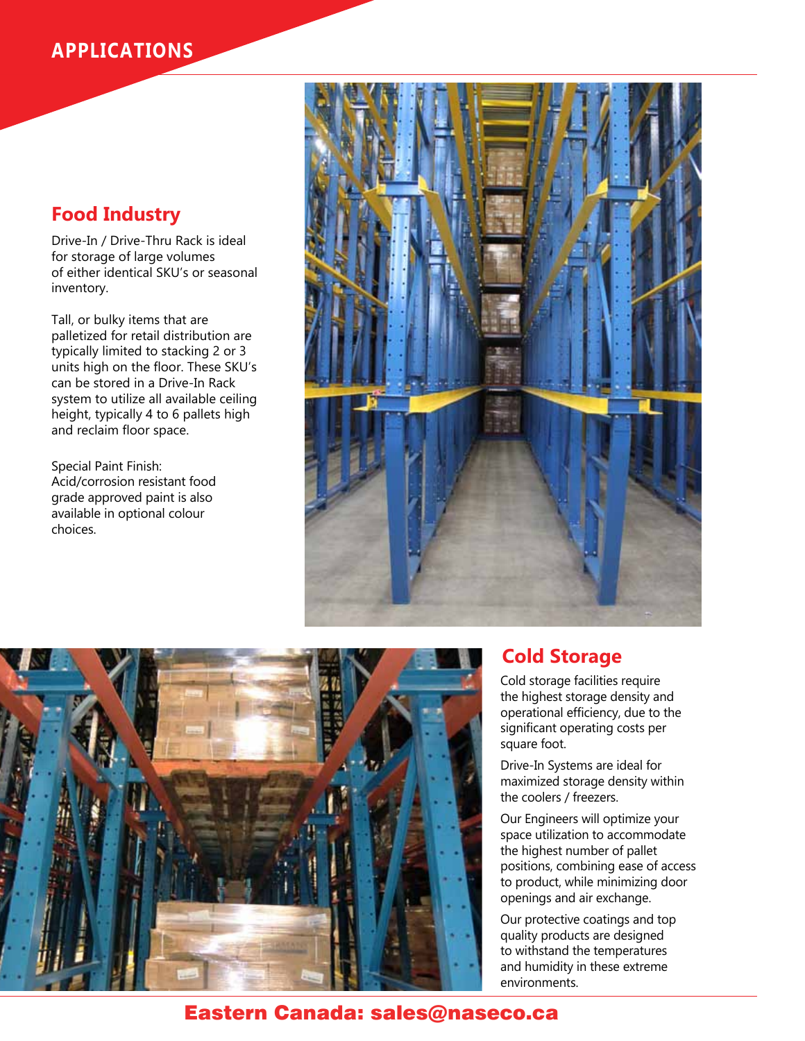# APPLICATIONS

## Food Industry

Drive-In / Drive-Thru Rack is ideal for storage of large volumes of either identical SKU's or seasonal inventory.

Tall, or bulky items that are palletized for retail distribution are typically limited to stacking 2 or 3 units high on the floor. These SKU's can be stored in a Drive-In Rack system to utilize all available ceiling height, typically 4 to 6 pallets high and reclaim floor space.

Special Paint Finish:
Acid/corrosion resistant food grade approved paint is also available in optional colour choices.

## Cold Storage

Cold storage facilities require the highest storage density and operational efficiency, due to the significant operating costs per square foot.

Drive-In Systems are ideal for maximized storage density within the coolers / freezers.

Our Engineers will optimize your space utilization to accommodate the highest number of pallet positions, combining ease of access to product, while minimizing door openings and air exchange.

Our protective coatings and top quality products are designed to withstand the temperatures and humidity in these extreme environments.

**Eastern Canada: sales@naseco.ca**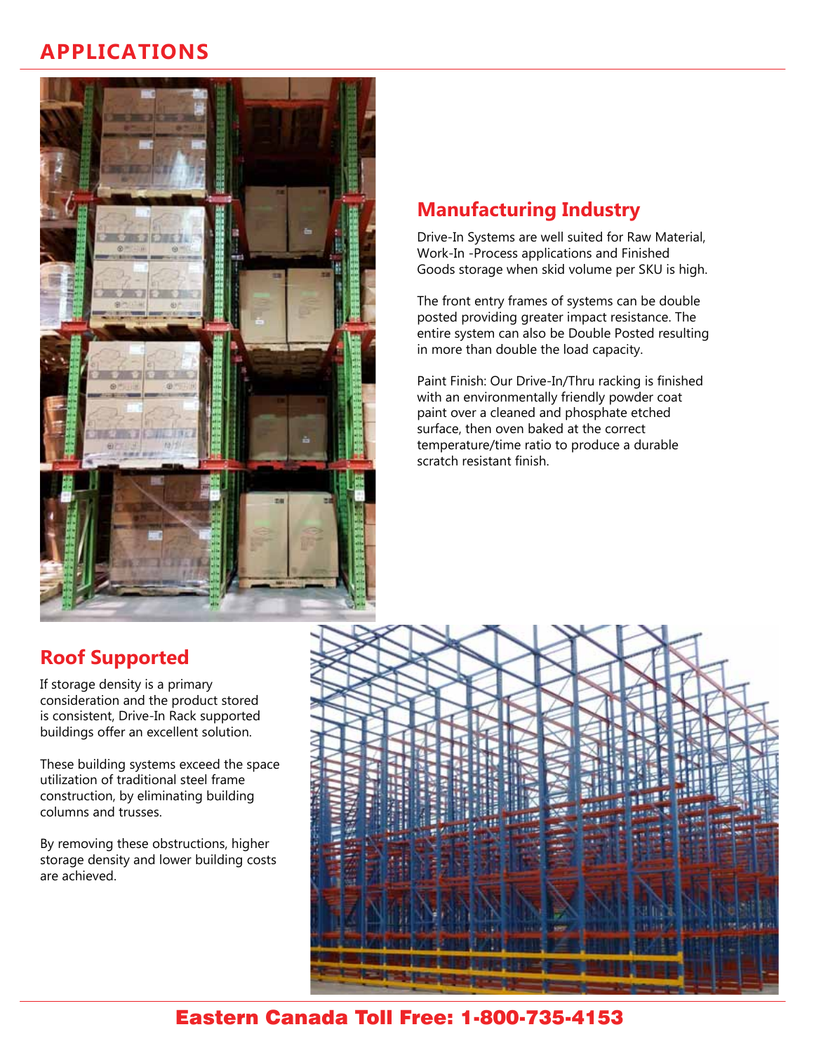# APPLICATIONS

## Manufacturing Industry

Drive-In Systems are well suited for Raw Material, Work-In -Process applications and Finished Goods storage when skid volume per SKU is high.

The front entry frames of systems can be double posted providing greater impact resistance. The entire system can also be Double Posted resulting in more than double the load capacity.

Paint Finish: Our Drive-In/Thru racking is finished with an environmentally friendly powder coat paint over a cleaned and phosphate etched surface, then oven baked at the correct temperature/time ratio to produce a durable scratch resistant finish.

## Roof Supported

If storage density is a primary consideration and the product stored is consistent, Drive-In Rack supported buildings offer an excellent solution.

These building systems exceed the space utilization of traditional steel frame construction, by eliminating building columns and trusses.

By removing these obstructions, higher storage density and lower building costs are achieved.

**Eastern Canada Toll Free: 1-800-735-4153**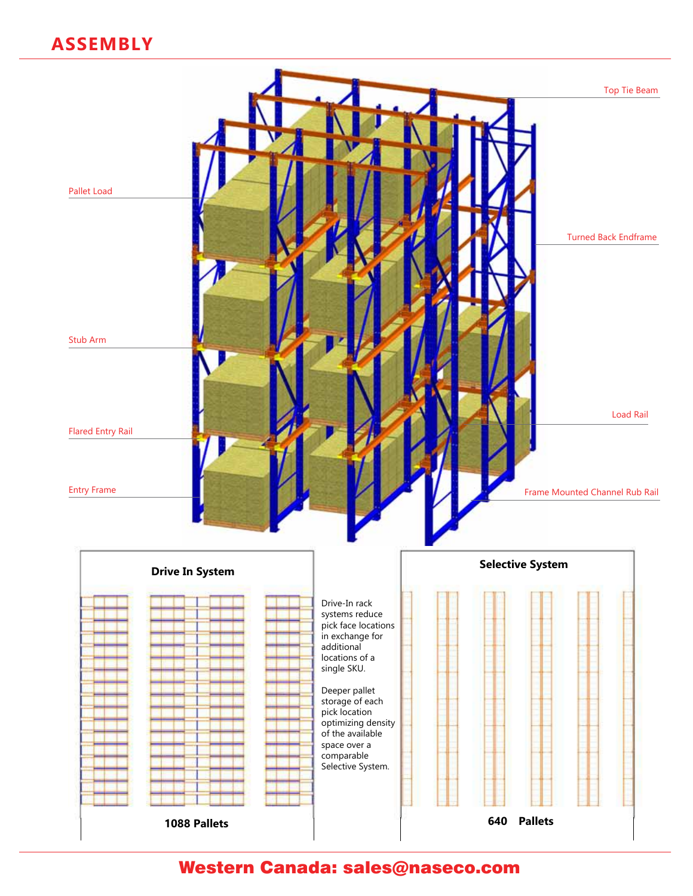# ASSEMBLY

Top Tie Beam

Pallet Load

Turned Back Endframe

Stub Arm

Load Rail

Flared Entry Rail

Entry Frame

Frame Mounted Channel Rub Rail

**Drive In System**

**1088 Pallets**

Drive-In rack systems reduce pick face locations in exchange for additional locations of a single SKU.

Deeper pallet storage of each pick location optimizing density of the available space over a comparable Selective System.

**Selective System**

**640 Pallets**

**Western Canada: sales@naseco.com**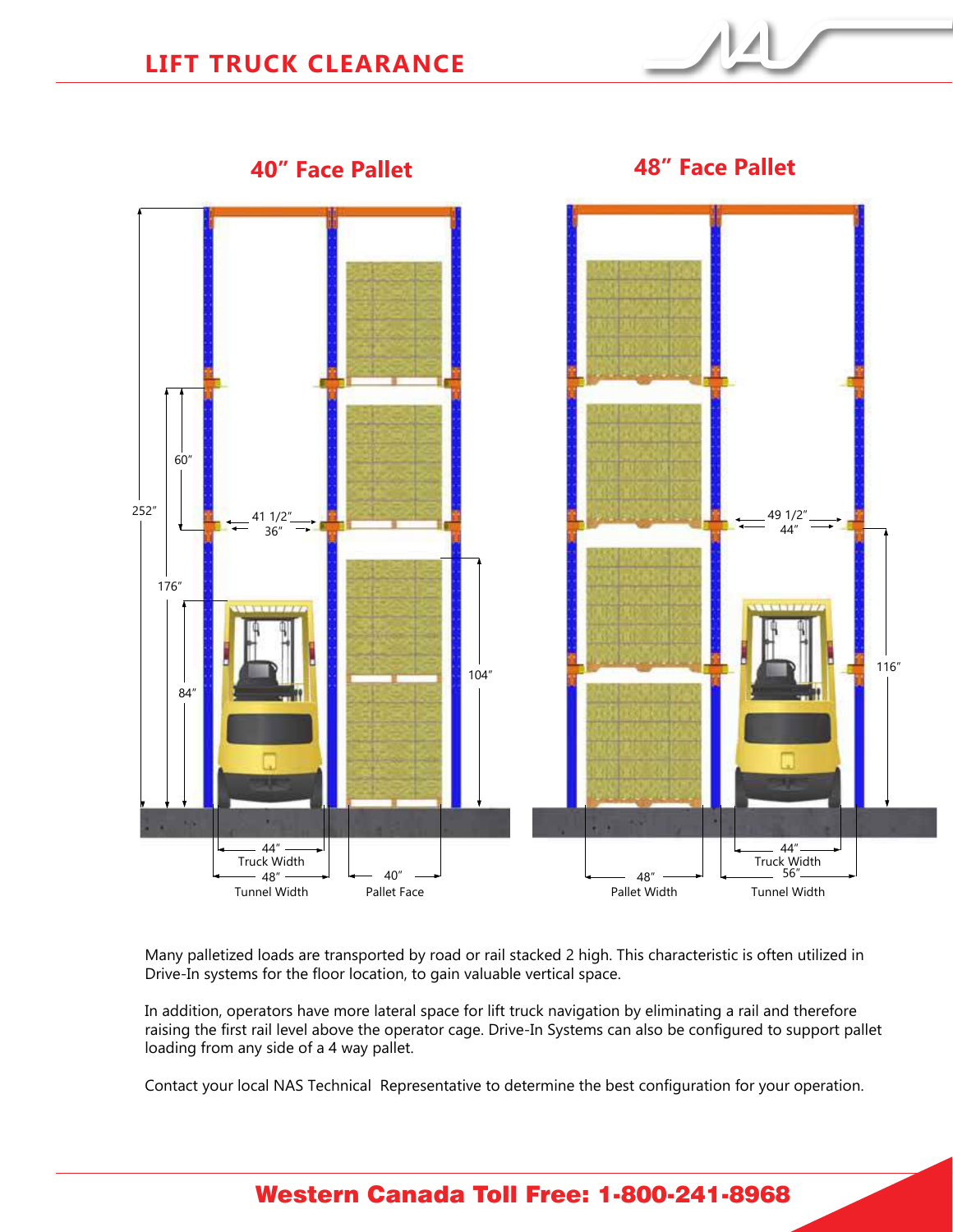# LIFT TRUCK CLEARANCE

## 40" Face Pallet

252"

60"

41 1/2"

36"

176"

84"

104"

44" Truck Width

48" Tunnel Width

40" Pallet Face

## 48" Face Pallet

49 1/2"

44"

116"

48" Pallet Width

44" Truck Width

56" Tunnel Width

Many palletized loads are transported by road or rail stacked 2 high. This characteristic is often utilized in Drive-In systems for the floor location, to gain valuable vertical space.

In addition, operators have more lateral space for lift truck navigation by eliminating a rail and therefore raising the first rail level above the operator cage. Drive-In Systems can also be configured to support pallet loading from any side of a 4 way pallet.

Contact your local NAS Technical Representative to determine the best configuration for your operation.

**Western Canada Toll Free: 1-800-241-8968**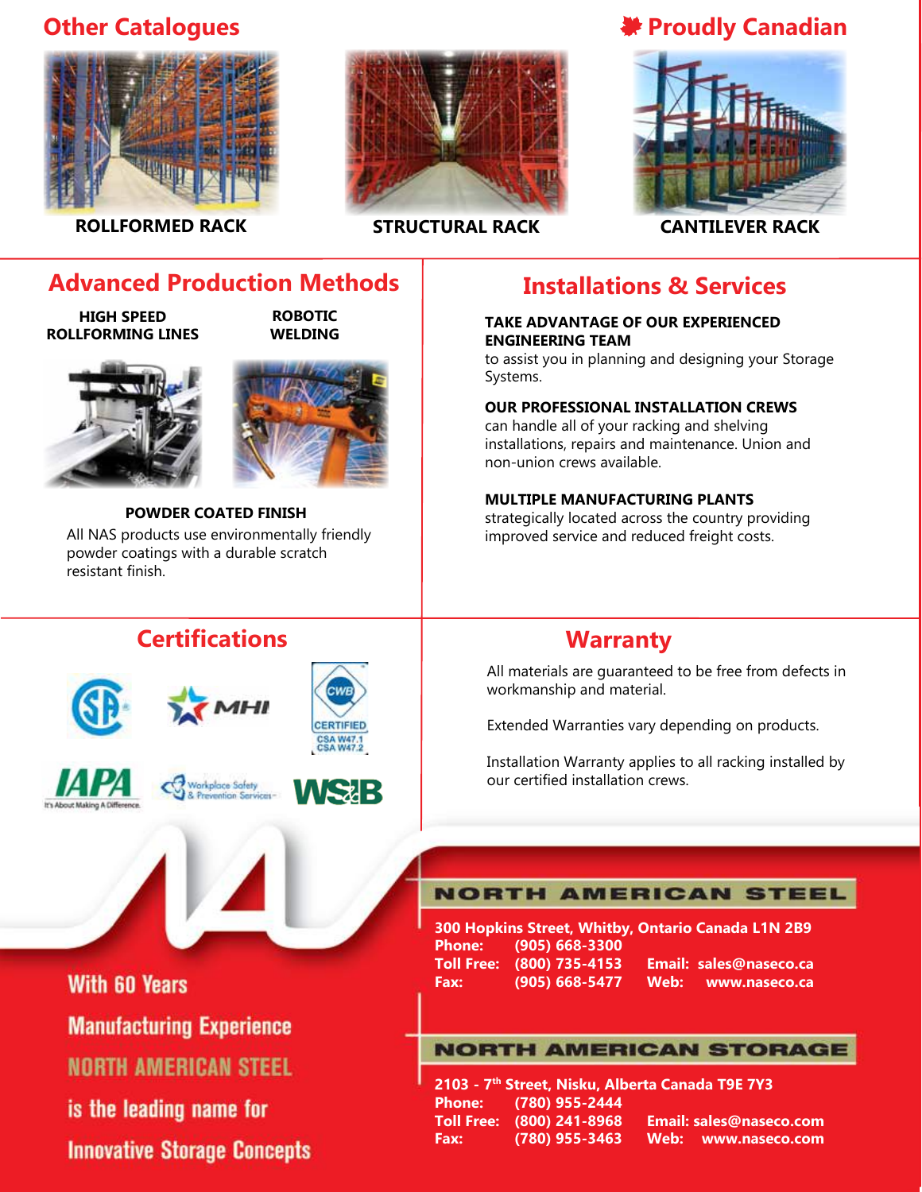## Other Catalogues

ROLLFORMED RACK

STRUCTURAL RACK

CANTILEVER RACK

## Proudly Canadian

## Advanced Production Methods

**HIGH SPEED ROLLFORMING LINES**

**ROBOTIC WELDING**

**POWDER COATED FINISH**

All NAS products use environmentally friendly powder coatings with a durable scratch resistant finish.

## Installations & Services

**TAKE ADVANTAGE OF OUR EXPERIENCED ENGINEERING TEAM**
to assist you in planning and designing your Storage Systems.

**OUR PROFESSIONAL INSTALLATION CREWS**
can handle all of your racking and shelving installations, repairs and maintenance. Union and non-union crews available.

**MULTIPLE MANUFACTURING PLANTS**
strategically located across the country providing improved service and reduced freight costs.

## Certifications

SA

MHI

CWB CERTIFIED CSA W47.1 CSA W47.2

IAPA It's About Making A Difference.

Workplace Safety & Prevention Services

WSIB

## Warranty

All materials are guaranteed to be free from defects in workmanship and material.

Extended Warranties vary depending on products.

Installation Warranty applies to all racking installed by our certified installation crews.

With 60 Years
Manufacturing Experience
NORTH AMERICAN STEEL
is the leading name for
Innovative Storage Concepts

### NORTH AMERICAN STEEL

**300 Hopkins Street, Whitby, Ontario Canada L1N 2B9**
**Phone:** (905) 668-3300
**Toll Free:** (800) 735-4153 **Email:** sales@naseco.ca
**Fax:** (905) 668-5477 **Web:** www.naseco.ca

### NORTH AMERICAN STORAGE

**2103 - 7th Street, Nisku, Alberta Canada T9E 7Y3**
**Phone:** (780) 955-2444
**Toll Free:** (800) 241-8968 **Email:** sales@naseco.com
**Fax:** (780) 955-3463 **Web:** www.naseco.com